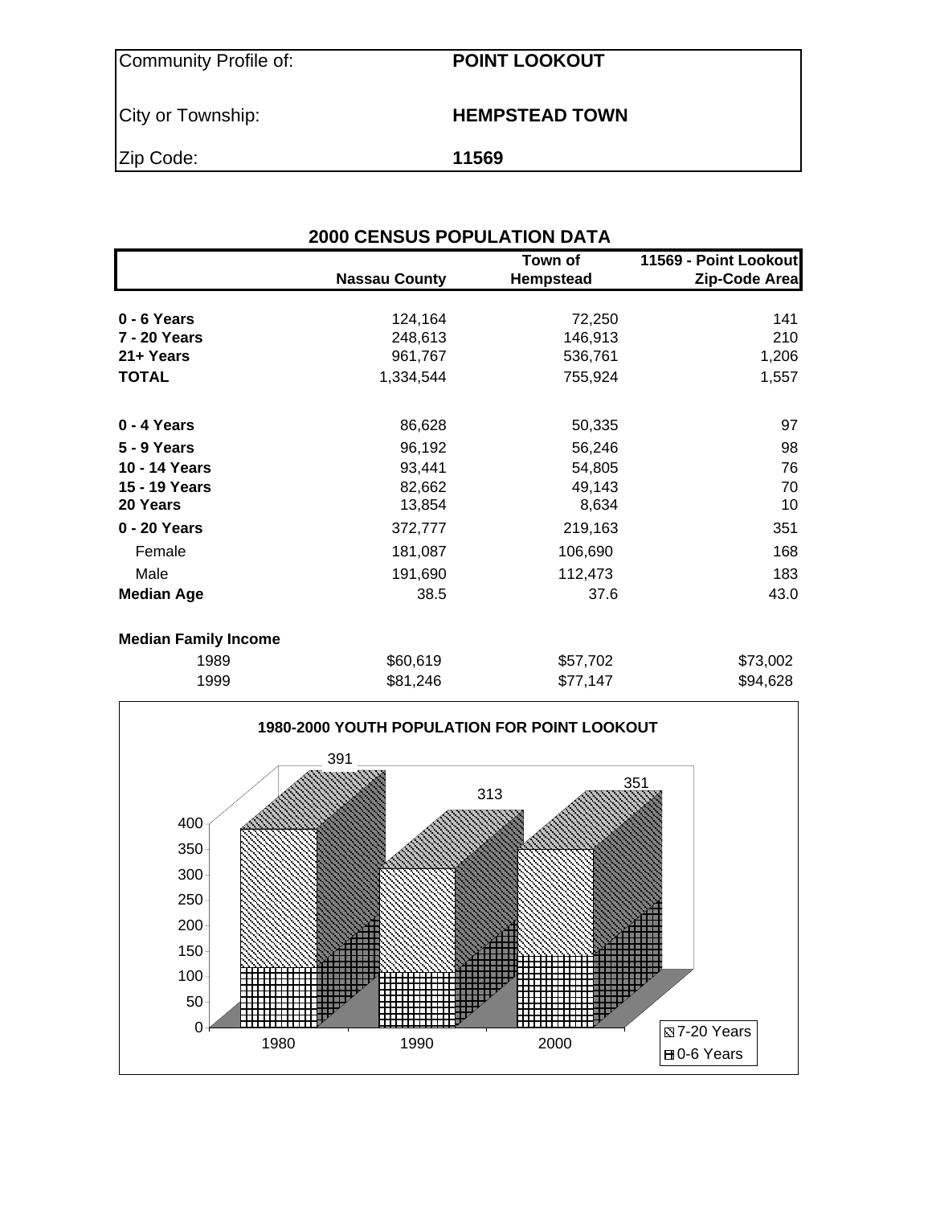| | |
|---|---|
| Community Profile of: | **POINT LOOKOUT** |
| City or Township: | **HEMPSTEAD TOWN** |
| Zip Code: | **11569** |

## 2000 CENSUS POPULATION DATA

| | Nassau County | Town of Hempstead | 11569 - Point Lookout Zip-Code Area |
|---|---|---|---|
| **0 - 6 Years** | 124,164 | 72,250 | 141 |
| **7 - 20 Years** | 248,613 | 146,913 | 210 |
| **21+ Years** | 961,767 | 536,761 | 1,206 |
| **TOTAL** | 1,334,544 | 755,924 | 1,557 |
| **0 - 4 Years** | 86,628 | 50,335 | 97 |
| **5 - 9 Years** | 96,192 | 56,246 | 98 |
| **10 - 14 Years** | 93,441 | 54,805 | 76 |
| **15 - 19 Years** | 82,662 | 49,143 | 70 |
| **20 Years** | 13,854 | 8,634 | 10 |
| **0 - 20 Years** | 372,777 | 219,163 | 351 |
| Female | 181,087 | 106,690 | 168 |
| Male | 191,690 | 112,473 | 183 |
| **Median Age** | 38.5 | 37.6 | 43.0 |
| **Median Family Income** | | | |
| 1989 | $60,619 | $57,702 | $73,002 |
| 1999 | $81,246 | $77,147 | $94,628 |

**1980-2000 YOUTH POPULATION FOR POINT LOOKOUT**

391
313
351

400
350
300
250
200
150
100
50
0

1980
1990
2000

7-20 Years
0-6 Years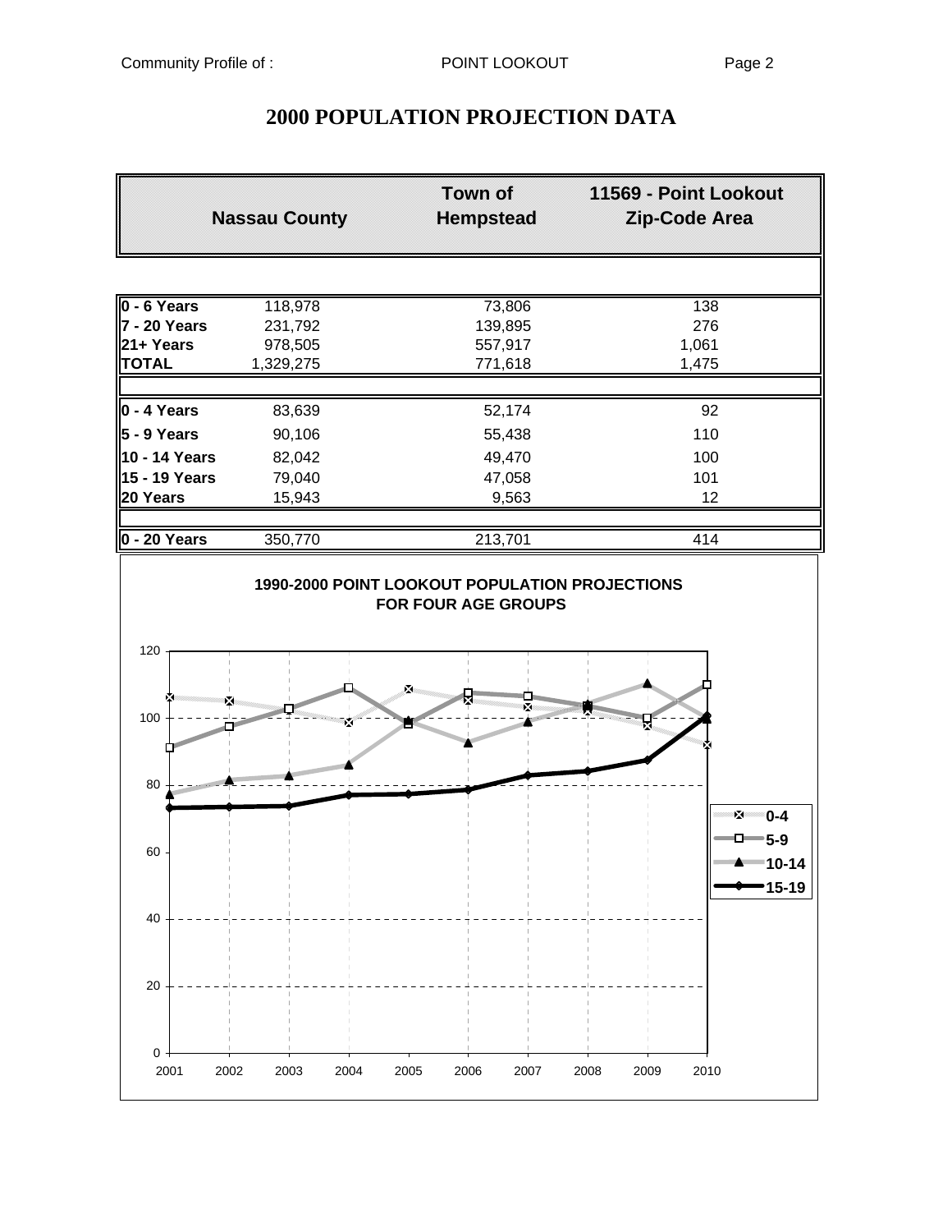# 2000 POPULATION PROJECTION DATA

| | Nassau County | Town of Hempstead | 11569 - Point Lookout Zip-Code Area |
|---|---|---|---|
| **0 - 6 Years** | 118,978 | 73,806 | 138 |
| **7 - 20 Years** | 231,792 | 139,895 | 276 |
| **21+ Years** | 978,505 | 557,917 | 1,061 |
| **TOTAL** | 1,329,275 | 771,618 | 1,475 |
| | | | |
| **0 - 4 Years** | 83,639 | 52,174 | 92 |
| **5 - 9 Years** | 90,106 | 55,438 | 110 |
| **10 - 14 Years** | 82,042 | 49,470 | 100 |
| **15 - 19 Years** | 79,040 | 47,058 | 101 |
| **20 Years** | 15,943 | 9,563 | 12 |
| | | | |
| **0 - 20 Years** | 350,770 | 213,701 | 414 |

**1990-2000 POINT LOOKOUT POPULATION PROJECTIONS FOR FOUR AGE GROUPS**

0-4
5-9
10-14
15-19

0
20
40
60
80
100
120

2001 2002 2003 2004 2005 2006 2007 2008 2009 2010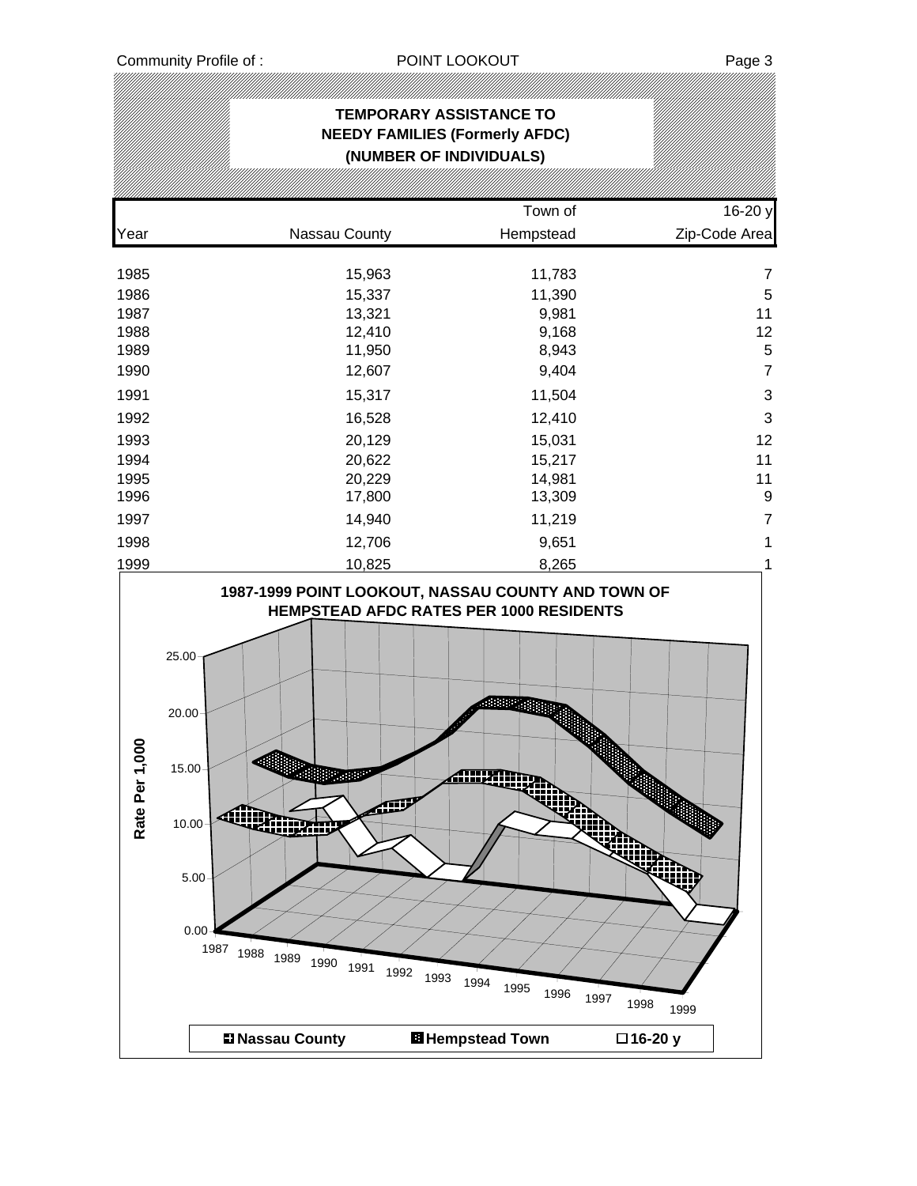## TEMPORARY ASSISTANCE TO NEEDY FAMILIES (Formerly AFDC) (NUMBER OF INDIVIDUALS)

| Year | Nassau County | Town of Hempstead | 16-20 y Zip-Code Area |
|---|---|---|---|
| 1985 | 15,963 | 11,783 | 7 |
| 1986 | 15,337 | 11,390 | 5 |
| 1987 | 13,321 | 9,981 | 11 |
| 1988 | 12,410 | 9,168 | 12 |
| 1989 | 11,950 | 8,943 | 5 |
| 1990 | 12,607 | 9,404 | 7 |
| 1991 | 15,317 | 11,504 | 3 |
| 1992 | 16,528 | 12,410 | 3 |
| 1993 | 20,129 | 15,031 | 12 |
| 1994 | 20,622 | 15,217 | 11 |
| 1995 | 20,229 | 14,981 | 11 |
| 1996 | 17,800 | 13,309 | 9 |
| 1997 | 14,940 | 11,219 | 7 |
| 1998 | 12,706 | 9,651 | 1 |
| 1999 | 10,825 | 8,265 | 1 |

1987-1999 POINT LOOKOUT, NASSAU COUNTY AND TOWN OF HEMPSTEAD AFDC RATES PER 1000 RESIDENTS

Rate Per 1,000

0.00
5.00
10.00
15.00
20.00
25.00

1987 1988 1989 1990 1991 1992 1993 1994 1995 1996 1997 1998 1999

Nassau County
Hempstead Town
16-20 y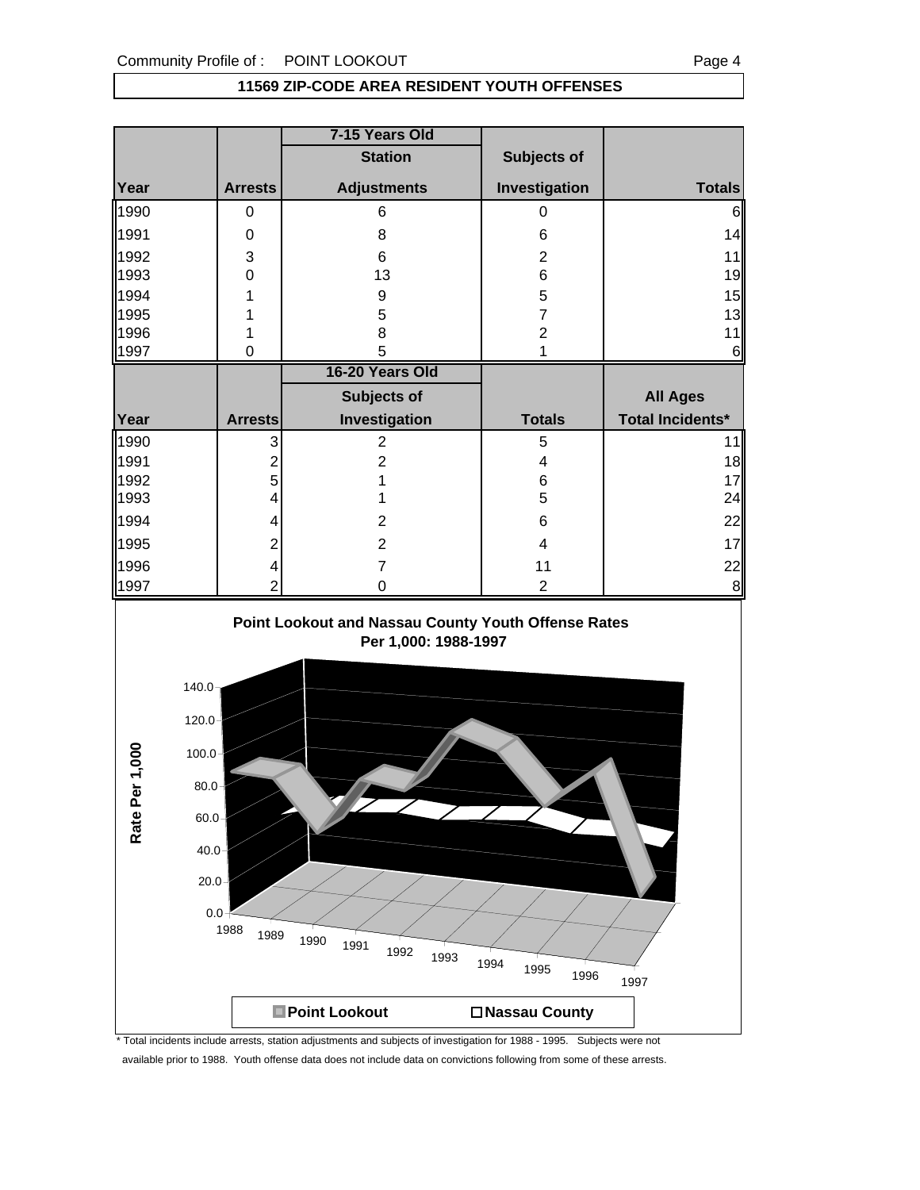## 11569 ZIP-CODE AREA RESIDENT YOUTH OFFENSES

| | | 7-15 Years Old | | |
|---|---|---|---|---|
| | | Station | Subjects of | |
| Year | Arrests | Adjustments | Investigation | Totals |
| 1990 | 0 | 6 | 0 | 6 |
| 1991 | 0 | 8 | 6 | 14 |
| 1992 | 3 | 6 | 2 | 11 |
| 1993 | 0 | 13 | 6 | 19 |
| 1994 | 1 | 9 | 5 | 15 |
| 1995 | 1 | 5 | 7 | 13 |
| 1996 | 1 | 8 | 2 | 11 |
| 1997 | 0 | 5 | 1 | 6 |

| | | 16-20 Years Old | | |
|---|---|---|---|---|
| | | Subjects of | | All Ages |
| Year | Arrests | Investigation | Totals | Total Incidents* |
| 1990 | 3 | 2 | 5 | 11 |
| 1991 | 2 | 2 | 4 | 18 |
| 1992 | 5 | 1 | 6 | 17 |
| 1993 | 4 | 1 | 5 | 24 |
| 1994 | 4 | 2 | 6 | 22 |
| 1995 | 2 | 2 | 4 | 17 |
| 1996 | 4 | 7 | 11 | 22 |
| 1997 | 2 | 0 | 2 | 8 |

Point Lookout and Nassau County Youth Offense Rates
Per 1,000: 1988-1997

Rate Per 1,000

140.0
120.0
100.0
80.0
60.0
40.0
20.0
0.0

1988 1989 1990 1991 1992 1993 1994 1995 1996 1997

Point Lookout
Nassau County

\* Total incidents include arrests, station adjustments and subjects of investigation for 1988 - 1995. Subjects were not available prior to 1988. Youth offense data does not include data on convictions following from some of these arrests.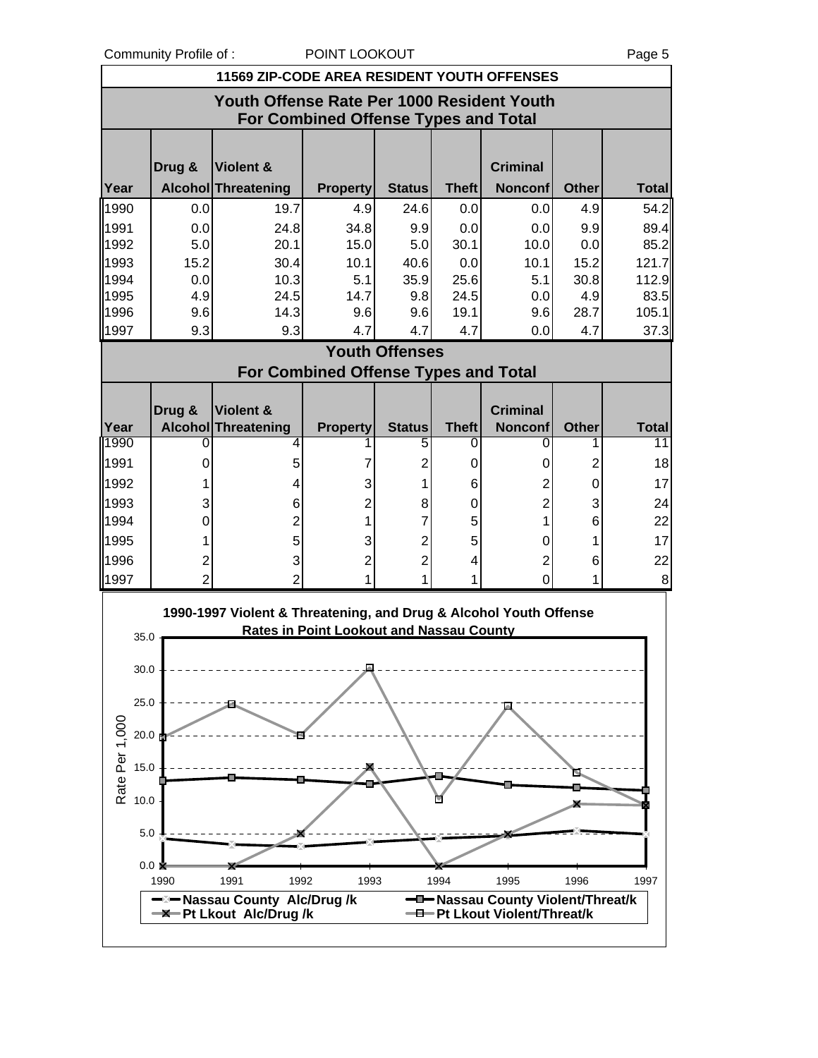## 11569 ZIP-CODE AREA RESIDENT YOUTH OFFENSES

### Youth Offense Rate Per 1000 Resident Youth For Combined Offense Types and Total

| Year | Drug & Alcohol | Violent & Threatening | Property | Status | Theft | Criminal Nonconf | Other | Total |
|---|---|---|---|---|---|---|---|---|
| 1990 | 0.0 | 19.7 | 4.9 | 24.6 | 0.0 | 0.0 | 4.9 | 54.2 |
| 1991 | 0.0 | 24.8 | 34.8 | 9.9 | 0.0 | 0.0 | 9.9 | 89.4 |
| 1992 | 5.0 | 20.1 | 15.0 | 5.0 | 30.1 | 10.0 | 0.0 | 85.2 |
| 1993 | 15.2 | 30.4 | 10.1 | 40.6 | 0.0 | 10.1 | 15.2 | 121.7 |
| 1994 | 0.0 | 10.3 | 5.1 | 35.9 | 25.6 | 5.1 | 30.8 | 112.9 |
| 1995 | 4.9 | 24.5 | 14.7 | 9.8 | 24.5 | 0.0 | 4.9 | 83.5 |
| 1996 | 9.6 | 14.3 | 9.6 | 9.6 | 19.1 | 9.6 | 28.7 | 105.1 |
| 1997 | 9.3 | 9.3 | 4.7 | 4.7 | 4.7 | 0.0 | 4.7 | 37.3 |

### Youth Offenses For Combined Offense Types and Total

| Year | Drug & Alcohol | Violent & Threatening | Property | Status | Theft | Criminal Nonconf | Other | Total |
|---|---|---|---|---|---|---|---|---|
| 1990 | 0 | 4 | 1 | 5 | 0 | 0 | 1 | 11 |
| 1991 | 0 | 5 | 7 | 2 | 0 | 0 | 2 | 18 |
| 1992 | 1 | 4 | 3 | 1 | 6 | 2 | 0 | 17 |
| 1993 | 3 | 6 | 2 | 8 | 0 | 2 | 3 | 24 |
| 1994 | 0 | 2 | 1 | 7 | 5 | 1 | 6 | 22 |
| 1995 | 1 | 5 | 3 | 2 | 5 | 0 | 1 | 17 |
| 1996 | 2 | 3 | 2 | 2 | 4 | 2 | 6 | 22 |
| 1997 | 2 | 2 | 1 | 1 | 1 | 0 | 1 | 8 |

**1990-1997 Violent & Threatening, and Drug & Alcohol Youth Offense Rates in Point Lookout and Nassau County**

Rate Per 1,000

Legend: Nassau County Alc/Drug /k; Nassau County Violent/Threat/k; Pt Lkout Alc/Drug /k; Pt Lkout Violent/Threat/k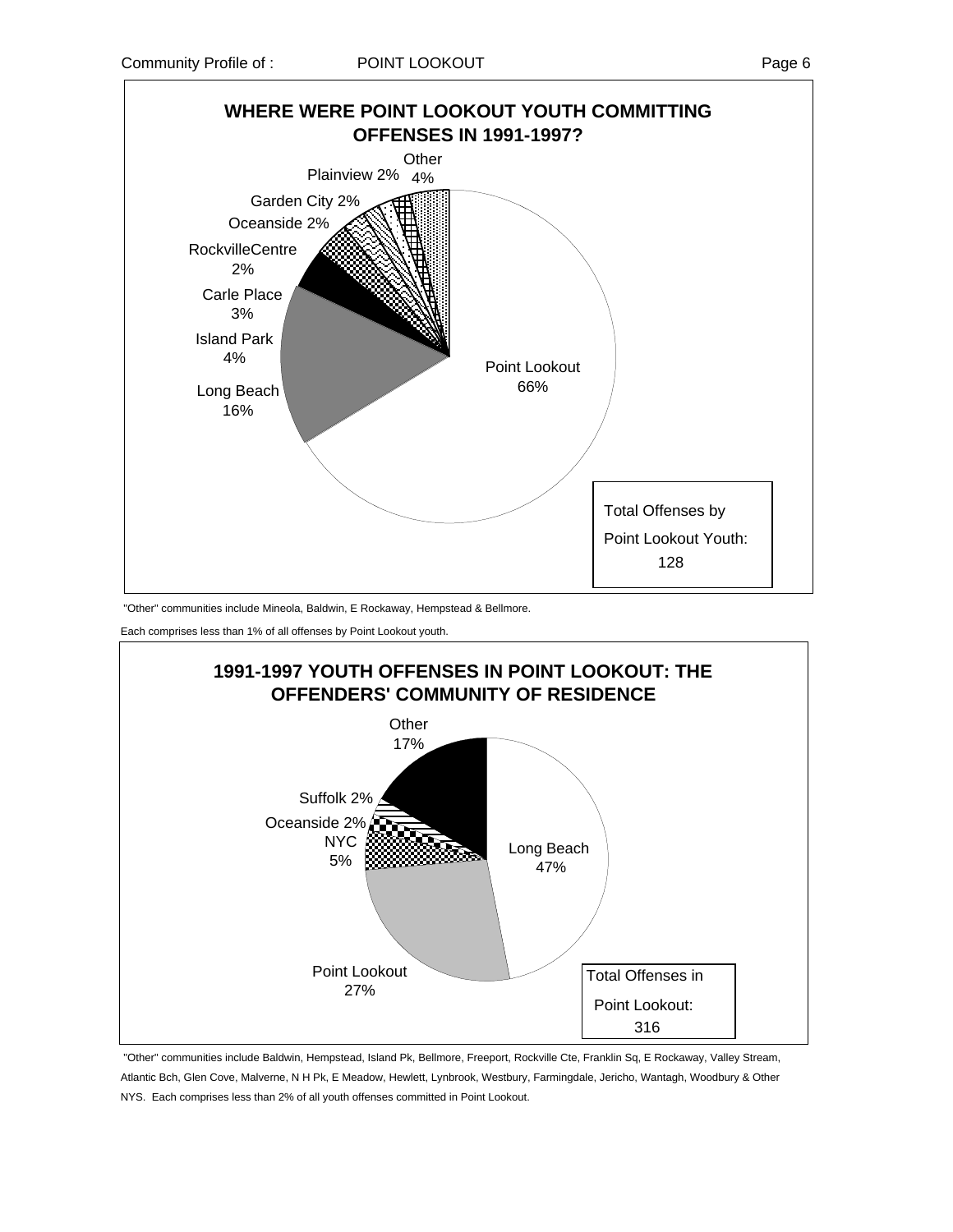## WHERE WERE POINT LOOKOUT YOUTH COMMITTING OFFENSES IN 1991-1997?

| Community | Percent |
|---|---|
| Point Lookout | 66% |
| Long Beach | 16% |
| Island Park | 4% |
| Carle Place | 3% |
| RockvilleCentre | 2% |
| Oceanside | 2% |
| Garden City | 2% |
| Plainview | 2% |
| Other | 4% |

Total Offenses by Point Lookout Youth: 128

"Other" communities include Mineola, Baldwin, E Rockaway, Hempstead & Bellmore.

Each comprises less than 1% of all offenses by Point Lookout youth.

## 1991-1997 YOUTH OFFENSES IN POINT LOOKOUT: THE OFFENDERS' COMMUNITY OF RESIDENCE

| Community | Percent |
|---|---|
| Long Beach | 47% |
| Point Lookout | 27% |
| NYC | 5% |
| Oceanside | 2% |
| Suffolk | 2% |
| Other | 17% |

Total Offenses in Point Lookout: 316

"Other" communities include Baldwin, Hempstead, Island Pk, Bellmore, Freeport, Rockville Cte, Franklin Sq, E Rockaway, Valley Stream, Atlantic Bch, Glen Cove, Malverne, N H Pk, E Meadow, Hewlett, Lynbrook, Westbury, Farmingdale, Jericho, Wantagh, Woodbury & Other NYS. Each comprises less than 2% of all youth offenses committed in Point Lookout.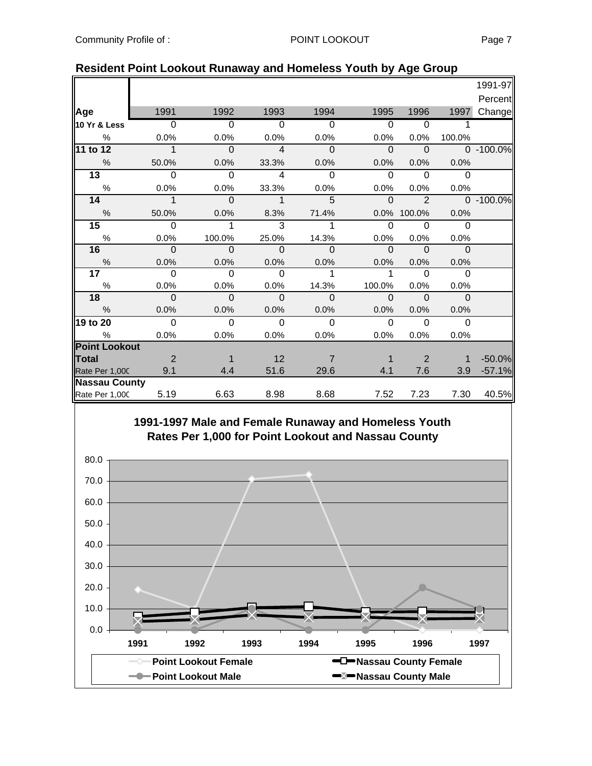## Resident Point Lookout Runaway and Homeless Youth by Age Group

| Age | 1991 | 1992 | 1993 | 1994 | 1995 | 1996 | 1997 | 1991-97 Percent Change |
|---|---|---|---|---|---|---|---|---|
| 10 Yr & Less | 0 | 0 | 0 | 0 | 0 | 0 | 1 | |
| % | 0.0% | 0.0% | 0.0% | 0.0% | 0.0% | 0.0% | 100.0% | |
| 11 to 12 | 1 | 0 | 4 | 0 | 0 | 0 | 0 | -100.0% |
| % | 50.0% | 0.0% | 33.3% | 0.0% | 0.0% | 0.0% | 0.0% | |
| 13 | 0 | 0 | 4 | 0 | 0 | 0 | 0 | |
| % | 0.0% | 0.0% | 33.3% | 0.0% | 0.0% | 0.0% | 0.0% | |
| 14 | 1 | 0 | 1 | 5 | 0 | 2 | 0 | -100.0% |
| % | 50.0% | 0.0% | 8.3% | 71.4% | 0.0% | 100.0% | 0.0% | |
| 15 | 0 | 1 | 3 | 1 | 0 | 0 | 0 | |
| % | 0.0% | 100.0% | 25.0% | 14.3% | 0.0% | 0.0% | 0.0% | |
| 16 | 0 | 0 | 0 | 0 | 0 | 0 | 0 | |
| % | 0.0% | 0.0% | 0.0% | 0.0% | 0.0% | 0.0% | 0.0% | |
| 17 | 0 | 0 | 0 | 1 | 1 | 0 | 0 | |
| % | 0.0% | 0.0% | 0.0% | 14.3% | 100.0% | 0.0% | 0.0% | |
| 18 | 0 | 0 | 0 | 0 | 0 | 0 | 0 | |
| % | 0.0% | 0.0% | 0.0% | 0.0% | 0.0% | 0.0% | 0.0% | |
| 19 to 20 | 0 | 0 | 0 | 0 | 0 | 0 | 0 | |
| % | 0.0% | 0.0% | 0.0% | 0.0% | 0.0% | 0.0% | 0.0% | |
| **Point Lookout Total** | 2 | 1 | 12 | 7 | 1 | 2 | 1 | -50.0% |
| Rate Per 1,000 | 9.1 | 4.4 | 51.6 | 29.6 | 4.1 | 7.6 | 3.9 | -57.1% |
| **Nassau County** | | | | | | | | |
| Rate Per 1,000 | 5.19 | 6.63 | 8.98 | 8.68 | 7.52 | 7.23 | 7.30 | 40.5% |

**1991-1997 Male and Female Runaway and Homeless Youth Rates Per 1,000 for Point Lookout and Nassau County**

80.0
70.0
60.0
50.0
40.0
30.0
20.0
10.0
0.0

1991 1992 1993 1994 1995 1996 1997

Point Lookout Female
Point Lookout Male
Nassau County Female
Nassau County Male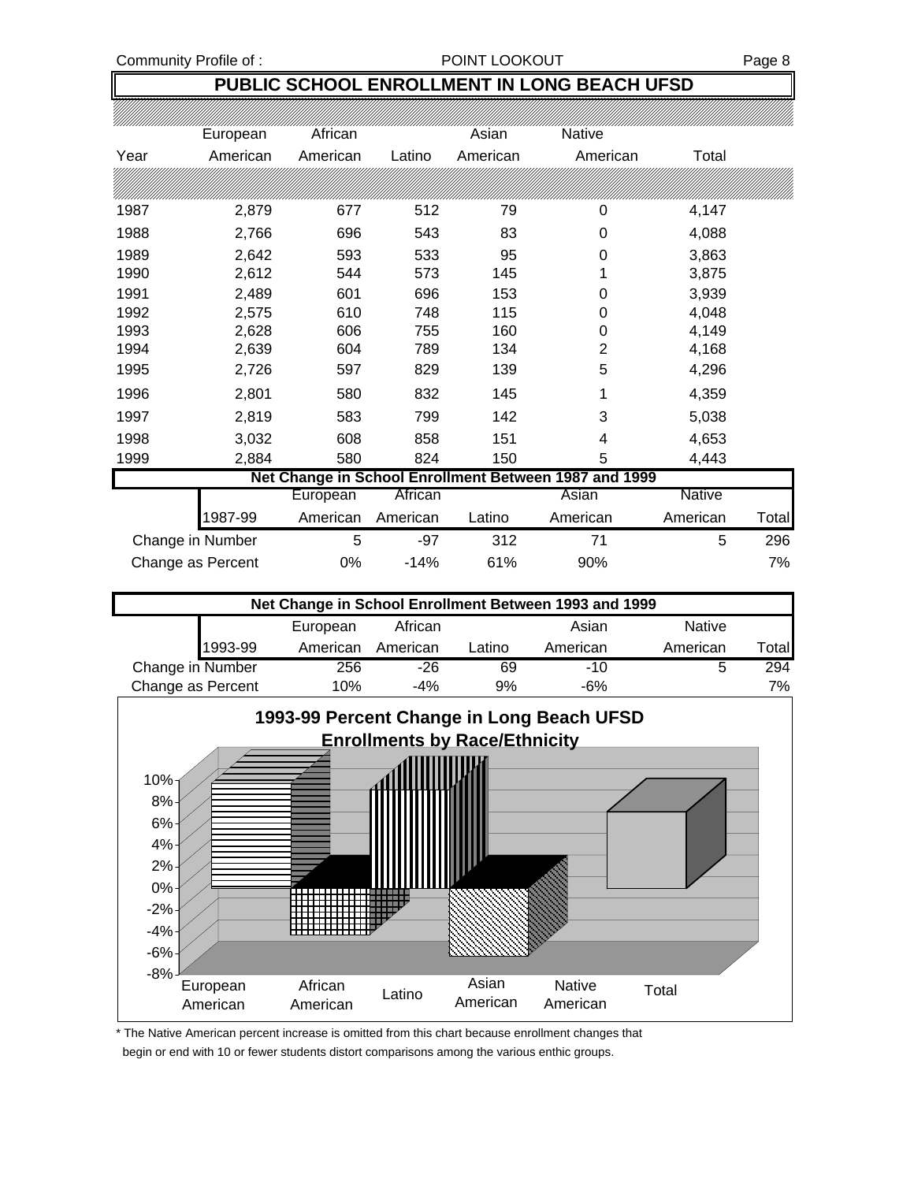## PUBLIC SCHOOL ENROLLMENT IN LONG BEACH UFSD

| Year | European American | African American | Latino | Asian American | Native American | Total |
|---|---|---|---|---|---|---|
| 1987 | 2,879 | 677 | 512 | 79 | 0 | 4,147 |
| 1988 | 2,766 | 696 | 543 | 83 | 0 | 4,088 |
| 1989 | 2,642 | 593 | 533 | 95 | 0 | 3,863 |
| 1990 | 2,612 | 544 | 573 | 145 | 1 | 3,875 |
| 1991 | 2,489 | 601 | 696 | 153 | 0 | 3,939 |
| 1992 | 2,575 | 610 | 748 | 115 | 0 | 4,048 |
| 1993 | 2,628 | 606 | 755 | 160 | 0 | 4,149 |
| 1994 | 2,639 | 604 | 789 | 134 | 2 | 4,168 |
| 1995 | 2,726 | 597 | 829 | 139 | 5 | 4,296 |
| 1996 | 2,801 | 580 | 832 | 145 | 1 | 4,359 |
| 1997 | 2,819 | 583 | 799 | 142 | 3 | 5,038 |
| 1998 | 3,032 | 608 | 858 | 151 | 4 | 4,653 |
| 1999 | 2,884 | 580 | 824 | 150 | 5 | 4,443 |

**Net Change in School Enrollment Between 1987 and 1999**

| 1987-99 | European American | African American | Latino | Asian American | Native American | Total |
|---|---|---|---|---|---|---|
| Change in Number | 5 | -97 | 312 | 71 | 5 | 296 |
| Change as Percent | 0% | -14% | 61% | 90% | | 7% |

**Net Change in School Enrollment Between 1993 and 1999**

| 1993-99 | European American | African American | Latino | Asian American | Native American | Total |
|---|---|---|---|---|---|---|
| Change in Number | 256 | -26 | 69 | -10 | 5 | 294 |
| Change as Percent | 10% | -4% | 9% | -6% | | 7% |

**1993-99 Percent Change in Long Beach UFSD Enrollments by Race/Ethnicity**

10%
8%
6%
4%
2%
0%
-2%
-4%
-6%
-8%

European American
African American
Latino
Asian American
Native American
Total

\* The Native American percent increase is omitted from this chart because enrollment changes that begin or end with 10 or fewer students distort comparisons among the various enthic groups.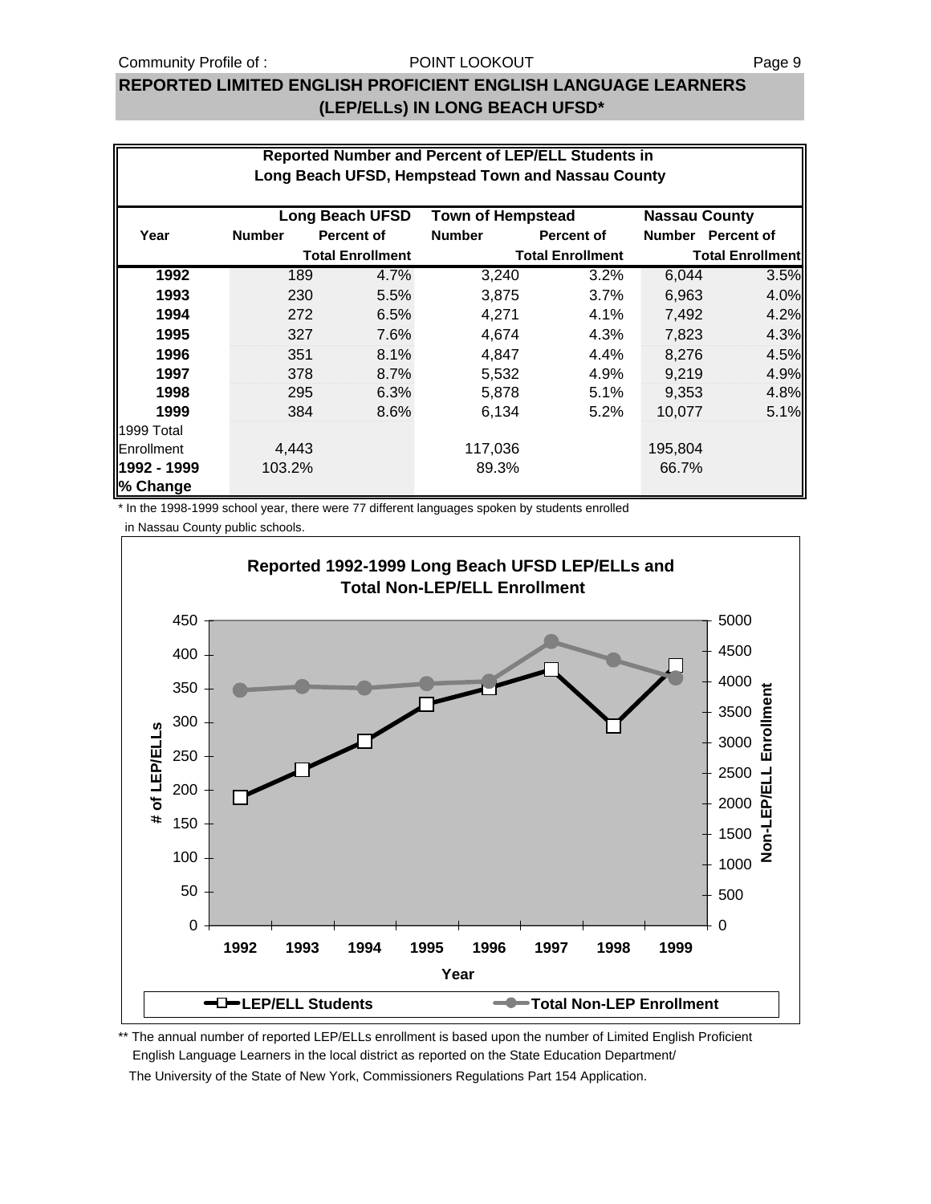## REPORTED LIMITED ENGLISH PROFICIENT ENGLISH LANGUAGE LEARNERS (LEP/ELLs) IN LONG BEACH UFSD*

**Reported Number and Percent of LEP/ELL Students in Long Beach UFSD, Hempstead Town and Nassau County**

| Year | Long Beach UFSD | | Town of Hempstead | | Nassau County | |
|---|---|---|---|---|---|---|
| | Number | Percent of Total Enrollment | Number | Percent of Total Enrollment | Number | Percent of Total Enrollment |
| **1992** | 189 | 4.7% | 3,240 | 3.2% | 6,044 | 3.5% |
| **1993** | 230 | 5.5% | 3,875 | 3.7% | 6,963 | 4.0% |
| **1994** | 272 | 6.5% | 4,271 | 4.1% | 7,492 | 4.2% |
| **1995** | 327 | 7.6% | 4,674 | 4.3% | 7,823 | 4.3% |
| **1996** | 351 | 8.1% | 4,847 | 4.4% | 8,276 | 4.5% |
| **1997** | 378 | 8.7% | 5,532 | 4.9% | 9,219 | 4.9% |
| **1998** | 295 | 6.3% | 5,878 | 5.1% | 9,353 | 4.8% |
| **1999** | 384 | 8.6% | 6,134 | 5.2% | 10,077 | 5.1% |
| 1999 Total Enrollment | 4,443 | | 117,036 | | 195,804 | |
| **1992 - 1999 % Change** | 103.2% | | 89.3% | | 66.7% | |

* In the 1998-1999 school year, there were 77 different languages spoken by students enrolled in Nassau County public schools.

**Reported 1992-1999 Long Beach UFSD LEP/ELLs and Total Non-LEP/ELL Enrollment**

# of LEP/ELLs: 0, 50, 100, 150, 200, 250, 300, 350, 400, 450

Non-LEP/ELL Enrollment: 0, 500, 1000, 1500, 2000, 2500, 3000, 3500, 4000, 4500, 5000

Year: 1992, 1993, 1994, 1995, 1996, 1997, 1998, 1999

LEP/ELL Students — Total Non-LEP Enrollment

** The annual number of reported LEP/ELLs enrollment is based upon the number of Limited English Proficient English Language Learners in the local district as reported on the State Education Department/ The University of the State of New York, Commissioners Regulations Part 154 Application.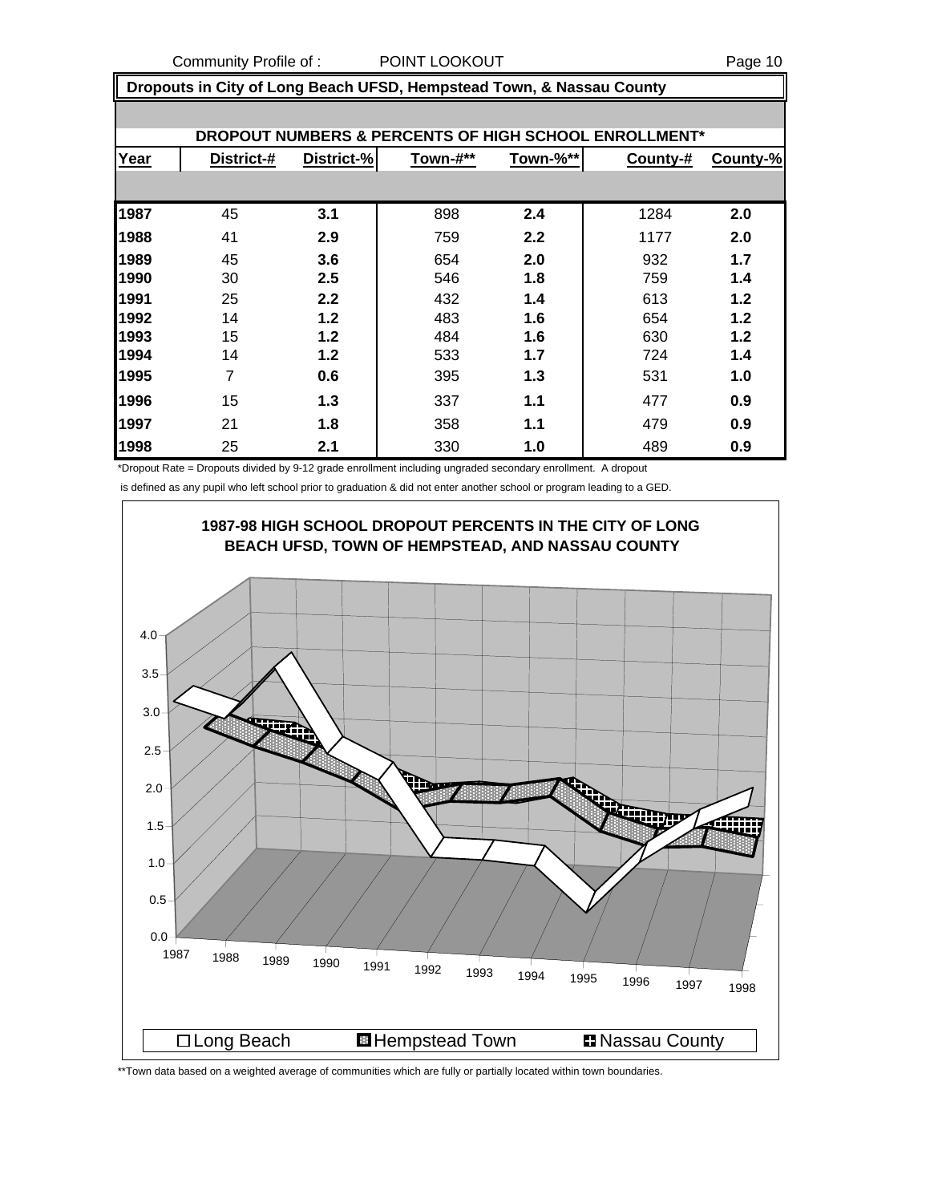## Dropouts in City of Long Beach UFSD, Hempstead Town, & Nassau County

**DROPOUT NUMBERS & PERCENTS OF HIGH SCHOOL ENROLLMENT***

| Year | District-# | District-% | Town-#** | Town-%** | County-# | County-% |
|---|---|---|---|---|---|---|
| **1987** | 45 | **3.1** | 898 | **2.4** | 1284 | **2.0** |
| **1988** | 41 | **2.9** | 759 | **2.2** | 1177 | **2.0** |
| **1989** | 45 | **3.6** | 654 | **2.0** | 932 | **1.7** |
| **1990** | 30 | **2.5** | 546 | **1.8** | 759 | **1.4** |
| **1991** | 25 | **2.2** | 432 | **1.4** | 613 | **1.2** |
| **1992** | 14 | **1.2** | 483 | **1.6** | 654 | **1.2** |
| **1993** | 15 | **1.2** | 484 | **1.6** | 630 | **1.2** |
| **1994** | 14 | **1.2** | 533 | **1.7** | 724 | **1.4** |
| **1995** | 7 | **0.6** | 395 | **1.3** | 531 | **1.0** |
| **1996** | 15 | **1.3** | 337 | **1.1** | 477 | **0.9** |
| **1997** | 21 | **1.8** | 358 | **1.1** | 479 | **0.9** |
| **1998** | 25 | **2.1** | 330 | **1.0** | 489 | **0.9** |

*Dropout Rate = Dropouts divided by 9-12 grade enrollment including ungraded secondary enrollment. A dropout is defined as any pupil who left school prior to graduation & did not enter another school or program leading to a GED.

**1987-98 HIGH SCHOOL DROPOUT PERCENTS IN THE CITY OF LONG BEACH UFSD, TOWN OF HEMPSTEAD, AND NASSAU COUNTY**

4.0
3.5
3.0
2.5
2.0
1.5
1.0
0.5
0.0

1987 1988 1989 1990 1991 1992 1993 1994 1995 1996 1997 1998

Long Beach   Hempstead Town   Nassau County

**Town data based on a weighted average of communities which are fully or partially located within town boundaries.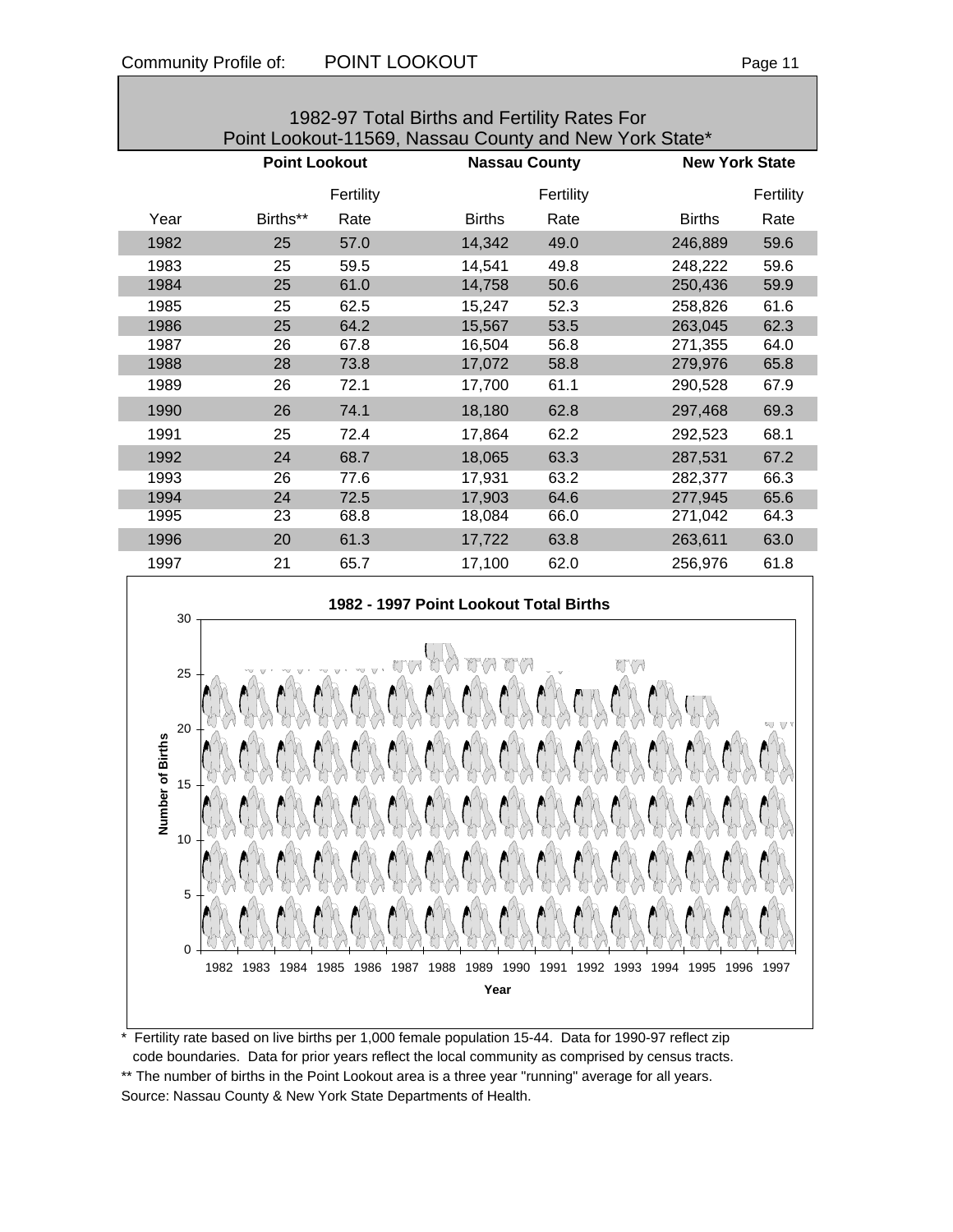## 1982-97 Total Births and Fertility Rates For Point Lookout-11569, Nassau County and New York State*

| | Point Lookout | | Nassau County | | New York State | |
|---|---|---|---|---|---|---|
| Year | Births** | Fertility Rate | Births | Fertility Rate | Births | Fertility Rate |
| 1982 | 25 | 57.0 | 14,342 | 49.0 | 246,889 | 59.6 |
| 1983 | 25 | 59.5 | 14,541 | 49.8 | 248,222 | 59.6 |
| 1984 | 25 | 61.0 | 14,758 | 50.6 | 250,436 | 59.9 |
| 1985 | 25 | 62.5 | 15,247 | 52.3 | 258,826 | 61.6 |
| 1986 | 25 | 64.2 | 15,567 | 53.5 | 263,045 | 62.3 |
| 1987 | 26 | 67.8 | 16,504 | 56.8 | 271,355 | 64.0 |
| 1988 | 28 | 73.8 | 17,072 | 58.8 | 279,976 | 65.8 |
| 1989 | 26 | 72.1 | 17,700 | 61.1 | 290,528 | 67.9 |
| 1990 | 26 | 74.1 | 18,180 | 62.8 | 297,468 | 69.3 |
| 1991 | 25 | 72.4 | 17,864 | 62.2 | 292,523 | 68.1 |
| 1992 | 24 | 68.7 | 18,065 | 63.3 | 287,531 | 67.2 |
| 1993 | 26 | 77.6 | 17,931 | 63.2 | 282,377 | 66.3 |
| 1994 | 24 | 72.5 | 17,903 | 64.6 | 277,945 | 65.6 |
| 1995 | 23 | 68.8 | 18,084 | 66.0 | 271,042 | 64.3 |
| 1996 | 20 | 61.3 | 17,722 | 63.8 | 263,611 | 63.0 |
| 1997 | 21 | 65.7 | 17,100 | 62.0 | 256,976 | 61.8 |

**1982 - 1997 Point Lookout Total Births**

Number of Births

30
25
20
15
10
5
0

1982 1983 1984 1985 1986 1987 1988 1989 1990 1991 1992 1993 1994 1995 1996 1997

Year

\* Fertility rate based on live births per 1,000 female population 15-44. Data for 1990-97 reflect zip code boundaries. Data for prior years reflect the local community as comprised by census tracts.

** The number of births in the Point Lookout area is a three year "running" average for all years.

Source: Nassau County & New York State Departments of Health.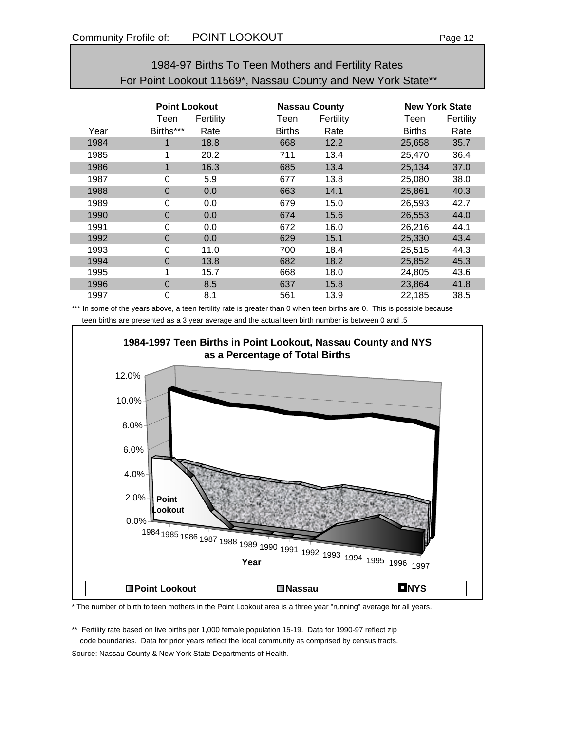## 1984-97 Births To Teen Mothers and Fertility Rates For Point Lookout 11569*, Nassau County and New York State**

| | Point Lookout | | Nassau County | | New York State | |
|---|---|---|---|---|---|---|
| Year | Teen Births*** | Fertility Rate | Teen Births | Fertility Rate | Teen Births | Fertility Rate |
| 1984 | 1 | 18.8 | 668 | 12.2 | 25,658 | 35.7 |
| 1985 | 1 | 20.2 | 711 | 13.4 | 25,470 | 36.4 |
| 1986 | 1 | 16.3 | 685 | 13.4 | 25,134 | 37.0 |
| 1987 | 0 | 5.9 | 677 | 13.8 | 25,080 | 38.0 |
| 1988 | 0 | 0.0 | 663 | 14.1 | 25,861 | 40.3 |
| 1989 | 0 | 0.0 | 679 | 15.0 | 26,593 | 42.7 |
| 1990 | 0 | 0.0 | 674 | 15.6 | 26,553 | 44.0 |
| 1991 | 0 | 0.0 | 672 | 16.0 | 26,216 | 44.1 |
| 1992 | 0 | 0.0 | 629 | 15.1 | 25,330 | 43.4 |
| 1993 | 0 | 11.0 | 700 | 18.4 | 25,515 | 44.3 |
| 1994 | 0 | 13.8 | 682 | 18.2 | 25,852 | 45.3 |
| 1995 | 1 | 15.7 | 668 | 18.0 | 24,805 | 43.6 |
| 1996 | 0 | 8.5 | 637 | 15.8 | 23,864 | 41.8 |
| 1997 | 0 | 8.1 | 561 | 13.9 | 22,185 | 38.5 |

*** In some of the years above, a teen fertility rate is greater than 0 when teen births are 0. This is possible because teen births are presented as a 3 year average and the actual teen birth number is between 0 and .5

**1984-1997 Teen Births in Point Lookout, Nassau County and NYS as a Percentage of Total Births**

12.0%
10.0%
8.0%
6.0%
4.0%
2.0%
0.0%

Point Lookout

1984 1985 1986 1987 1988 1989 1990 1991 1992 1993 1994 1995 1996 1997

Year

Point Lookout Nassau NYS

* The number of birth to teen mothers in the Point Lookout area is a three year "running" average for all years.

** Fertility rate based on live births per 1,000 female population 15-19. Data for 1990-97 reflect zip code boundaries. Data for prior years reflect the local community as comprised by census tracts.

Source: Nassau County & New York State Departments of Health.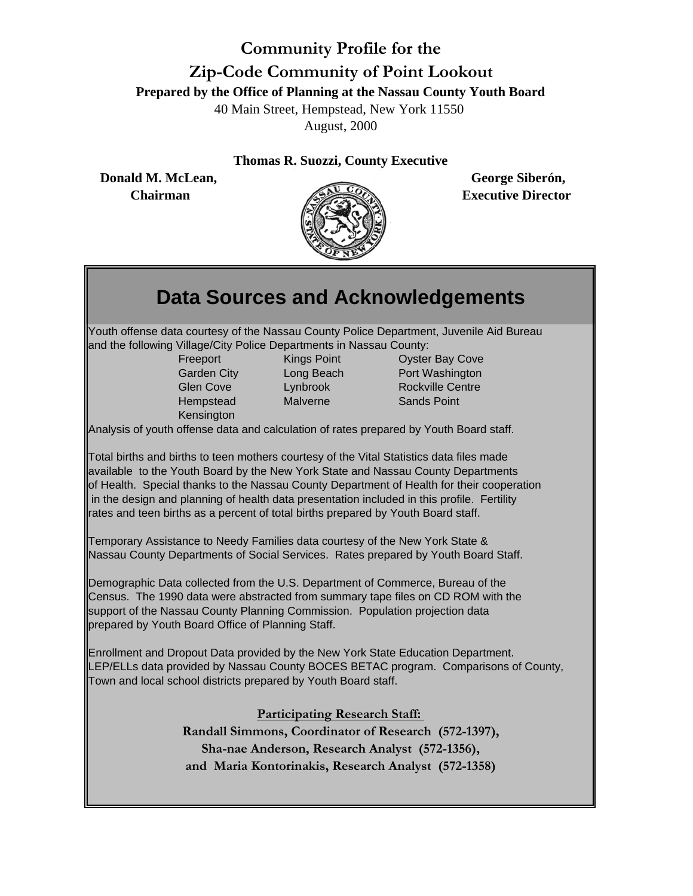# Community Profile for the

# Zip-Code Community of Point Lookout

**Prepared by the Office of Planning at the Nassau County Youth Board**

40 Main Street, Hempstead, New York 11550

August, 2000

**Thomas R. Suozzi, County Executive**

**Donald M. McLean, Chairman**

**George Siberón, Executive Director**

## Data Sources and Acknowledgements

Youth offense data courtesy of the Nassau County Police Department, Juvenile Aid Bureau and the following Village/City Police Departments in Nassau County:

| | | |
|---|---|---|
| Freeport | Kings Point | Oyster Bay Cove |
| Garden City | Long Beach | Port Washington |
| Glen Cove | Lynbrook | Rockville Centre |
| Hempstead | Malverne | Sands Point |
| Kensington | | |

Analysis of youth offense data and calculation of rates prepared by Youth Board staff.

Total births and births to teen mothers courtesy of the Vital Statistics data files made available to the Youth Board by the New York State and Nassau County Departments of Health. Special thanks to the Nassau County Department of Health for their cooperation in the design and planning of health data presentation included in this profile. Fertility rates and teen births as a percent of total births prepared by Youth Board staff.

Temporary Assistance to Needy Families data courtesy of the New York State & Nassau County Departments of Social Services. Rates prepared by Youth Board Staff.

Demographic Data collected from the U.S. Department of Commerce, Bureau of the Census. The 1990 data were abstracted from summary tape files on CD ROM with the support of the Nassau County Planning Commission. Population projection data prepared by Youth Board Office of Planning Staff.

Enrollment and Dropout Data provided by the New York State Education Department. LEP/ELLs data provided by Nassau County BOCES BETAC program. Comparisons of County, Town and local school districts prepared by Youth Board staff.

**Participating Research Staff:**

**Randall Simmons, Coordinator of Research (572-1397),**

**Sha-nae Anderson, Research Analyst (572-1356),**

**and Maria Kontorinakis, Research Analyst (572-1358)**